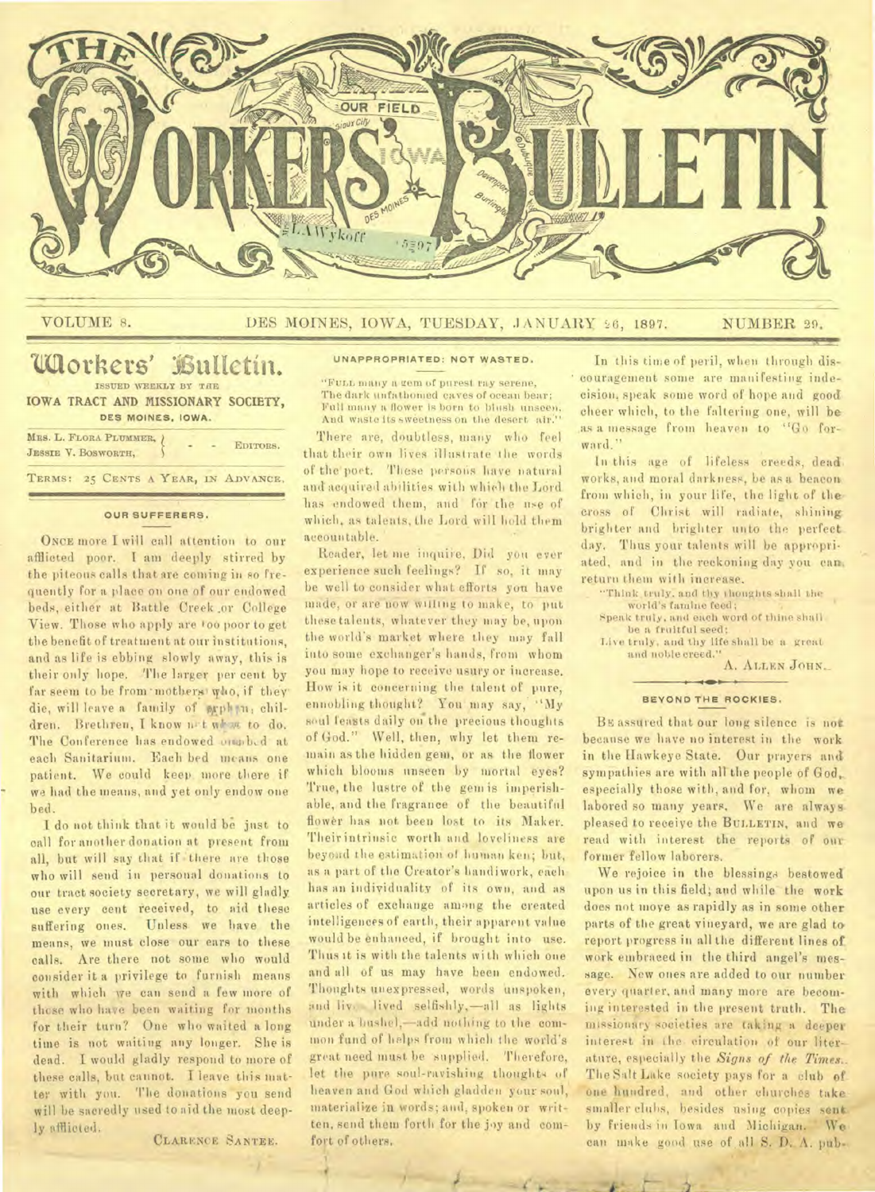# THE WORKERS' BULLETIN

VOLUME 8. DES MOINES, IOWA, TUESDAY, JANUARY 26, 1897. NUMBER 29.

## Workers' Bulletin.

ISSUED WEEKLY BY THE
**IOWA TRACT AND MISSIONARY SOCIETY,**
DES MOINES, IOWA.

MRS. L. FLORA PLUMMER, JESSIE V. BOSWORTH, - - EDITORS.

TERMS: 25 CENTS A YEAR, IN ADVANCE.

### OUR SUFFERERS.

ONCE more I will call attention to our afflicted poor. I am deeply stirred by the piteous calls that are coming in so frequently for a place on one of our endowed beds, either at Battle Creek or College View. Those who apply are too poor to get the benefit of treatment at our institutions, and as life is ebbing slowly away, this is their only hope. The larger per cent by far seem to be from mothers who, if they die, will leave a family of orphan children. Brethren, I know not what to do. The Conference has endowed one bed at each Sanitarium. Each bed means one patient. We could keep more there if we had the means, and yet only endow one bed.

I do not think that it would be just to call for another donation at present from all, but will say that if there are those who will send in personal donations to our tract society secretary, we will gladly use every cent received, to aid these suffering ones. Unless we have the means, we must close our ears to these calls. Are there not some who would consider it a privilege to furnish means with which we can send a few more of those who have been waiting for months for their turn? One who waited a long time is not waiting any longer. She is dead. I would gladly respond to more of these calls, but cannot. I leave this matter with you. The donations you send will be sacredly used to aid the most deeply afflicted.

CLARENCE SANTEE.

### UNAPPROPRIATED: NOT WASTED.

"FULL many a gem of purest ray serene,
The dark unfathomed caves of ocean bear;
Full many a flower is born to blush unseen,
And waste its sweetness on the desert air."

There are, doubtless, many who feel that their own lives illustrate the words of the poet. These persons have natural and acquired abilities with which the Lord has endowed them, and for the use of which, as talents, the Lord will hold them accountable.

Reader, let me inquire, Did you ever experience such feelings? If so, it may be well to consider what efforts you have made, or are now willing to make, to put these talents, whatever they may be, upon the world's market where they may fall into some exchanger's hands, from whom you may hope to receive usury or increase. How is it concerning the talent of pure, ennobling thought? You may say, "My soul feasts daily on the precious thoughts of God." Well, then, why let them remain as the hidden gem, or as the flower which blooms unseen by mortal eyes? True, the lustre of the gem is imperishable, and the fragrance of the beautiful flower has not been lost to its Maker. Their intrinsic worth and loveliness are beyond the estimation of human ken; but, as a part of the Creator's handiwork, each has an individuality of its own, and as articles of exchange among the created intelligences of earth, their apparent value would be enhanced, if brought into use. Thus it is with the talents with which one and all of us may have been endowed. Thoughts unexpressed, words unspoken, and lives lived selfishly,—all as lights under a bushel,—add nothing to the common fund of helps from which the world's great need must be supplied. Therefore, let the pure soul-ravishing thoughts of heaven and God which gladden your soul, materialize in words; and, spoken or written, send them forth for the joy and comfort of others.

In this time of peril, when through discouragement some are manifesting indecision, speak some word of hope and good cheer which, to the faltering one, will be as a message from heaven to "Go forward."

In this age of lifeless creeds, dead works, and moral darkness, be as a beacon from which, in your life, the light of the cross of Christ will radiate, shining brighter and brighter unto the perfect day. Thus your talents will be appropriated, and in the reckoning day you can return them with increase.

"Think truly, and thy thoughts shall the world's famine feed;
Speak truly, and each word of thine shall be a fruitful seed;
Live truly, and thy life shall be a great and noble creed."

A. ALLEN JOHN.

### BEYOND THE ROCKIES.

BE assured that our long silence is not because we have no interest in the work in the Hawkeye State. Our prayers and sympathies are with all the people of God, especially those with, and for, whom we labored so many years. We are always pleased to receive the BULLETIN, and we read with interest the reports of our former fellow laborers.

We rejoice in the blessings bestowed upon us in this field; and while the work does not move as rapidly as in some other parts of the great vineyard, we are glad to report progress in all the different lines of work embraced in the third angel's message. New ones are added to our number every quarter, and many more are becoming interested in the present truth. The missionary societies are taking a deeper interest in the circulation of our literature, especially the *Signs of the Times*. The Salt Lake society pays for a club of one hundred, and other churches take smaller clubs, besides using copies sent by friends in Iowa and Michigan. We can make good use of all S. D. A. pub-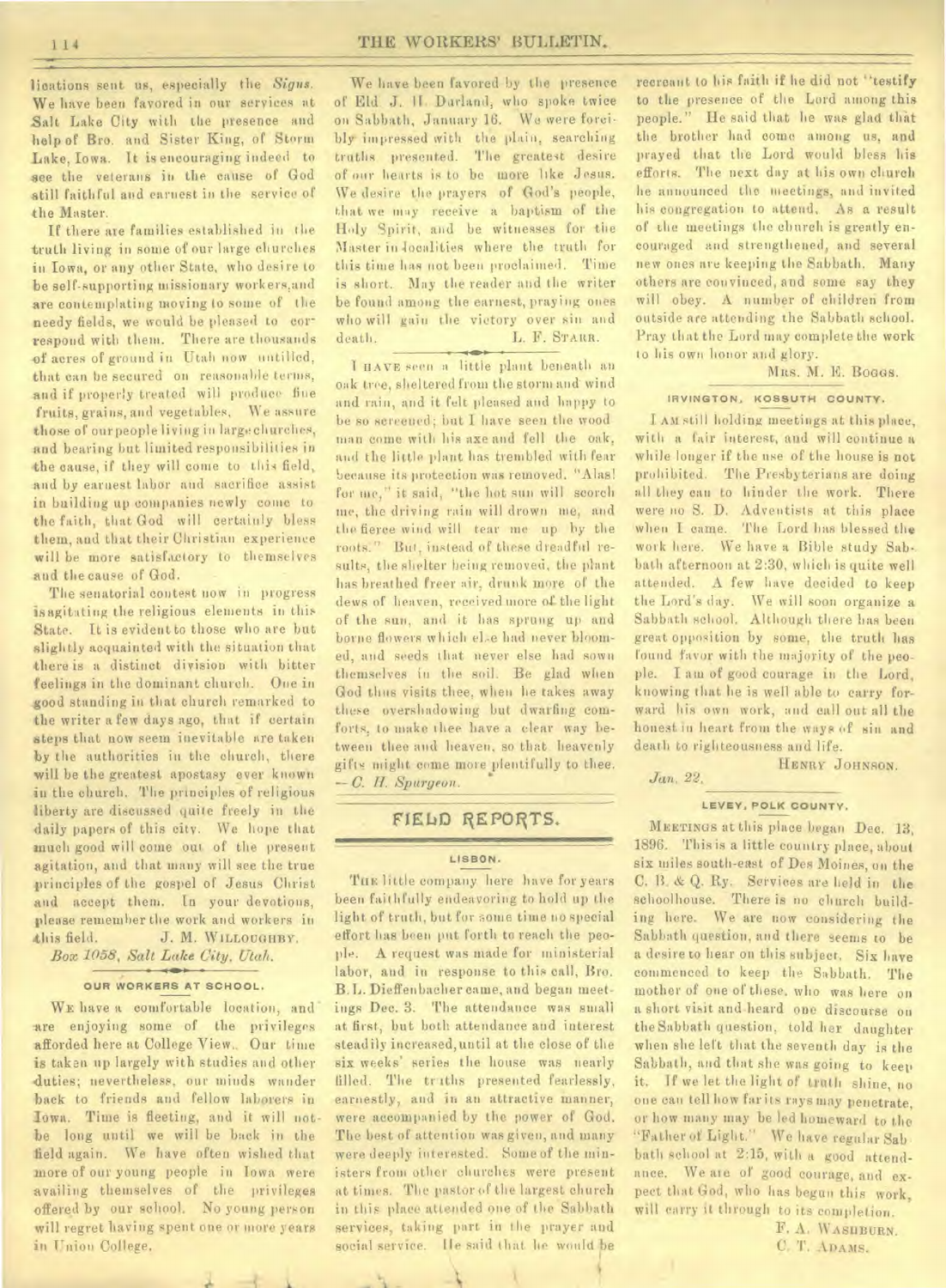lications sent us, especially the *Signs*. We have been favored in our services at Salt Lake City with the presence and help of Bro. and Sister King, of Storm Lake, Iowa. It is encouraging indeed to see the veterans in the cause of God still faithful and earnest in the service of the Master.

If there are families established in the truth living in some of our large churches in Iowa, or any other State, who desire to be self-supporting missionary workers, and are contemplating moving to some of the needy fields, we would be pleased to correspond with them. There are thousands of acres of ground in Utah now untilled, that can be secured on reasonable terms, and if properly treated will produce fine fruits, grains, and vegetables. We assure those of our people living in large churches, and bearing but limited responsibilities in the cause, if they will come to this field, and by earnest labor and sacrifice assist in building up companies newly come to the faith, that God will certainly bless them, and that their Christian experience will be more satisfactory to themselves and the cause of God.

The senatorial contest now in progress is agitating the religious elements in this State. It is evident to those who are but slightly acquainted with the situation that there is a distinct division with bitter feelings in the dominant church. One in good standing in that church remarked to the writer a few days ago, that if certain steps that now seem inevitable are taken by the authorities in the church, there will be the greatest apostasy ever known in the church. The principles of religious liberty are discussed quite freely in the daily papers of this city. We hope that much good will come out of the present agitation, and that many will see the true principles of the gospel of Jesus Christ and accept them. In your devotions, please remember the work and workers in this field.

J. M. WILLOUGHBY.

*Box 1058, Salt Lake City, Utah.*

### OUR WORKERS AT SCHOOL.

WE have a comfortable location, and are enjoying some of the privileges afforded here at College View. Our time is taken up largely with studies and other duties; nevertheless, our minds wander back to friends and fellow laborers in Iowa. Time is fleeting, and it will not be long until we will be back in the field again. We have often wished that more of our young people in Iowa were availing themselves of the privileges offered by our school. No young person will regret having spent one or more years in Union College.

We have been favored by the presence of Eld. J. H. Durland, who spoke twice on Sabbath, January 16. We were forcibly impressed with the plain, searching truths presented. The greatest desire of our hearts is to be more like Jesus. We desire the prayers of God's people, that we may receive a baptism of the Holy Spirit, and be witnesses for the Master in localities where the truth for this time has not been proclaimed. Time is short. May the reader and the writer be found among the earnest, praying ones who will gain the victory over sin and death.

L. F. STARR.

I HAVE seen a little plant beneath an oak tree, sheltered from the storm and wind and rain, and it felt pleased and happy to be so screened; but I have seen the woodman come with his axe and fell the oak, and the little plant has trembled with fear because its protection was removed. "Alas! for me," it said, "the hot sun will scorch me, the driving rain will drown me, and the fierce wind will tear me up by the roots." But, instead of these dreadful results, the shelter being removed, the plant has breathed freer air, drunk more of the dews of heaven, received more of the light of the sun, and it has sprung up and borne flowers which else had never bloomed, and seeds that never else had sown themselves in the soil. Be glad when God thus visits thee, when he takes away these overshadowing but dwarfing comforts, to make thee have a clear way between thee and heaven, so that heavenly gifts might come more plentifully to thee. —*C. H. Spurgeon.*

## FIELD REPORTS.

### LISBON.

THE little company here have for years been faithfully endeavoring to hold up the light of truth, but for some time no special effort has been put forth to reach the people. A request was made for ministerial labor, and in response to this call, Bro. B. L. Dieffenbacher came, and began meetings Dec. 3. The attendance was small at first, but both attendance and interest steadily increased, until at the close of the six weeks' series the house was nearly filled. The truths presented fearlessly, earnestly, and in an attractive manner, were accompanied by the power of God. The best of attention was given, and many were deeply interested. Some of the ministers from other churches were present at times. The pastor of the largest church in this place attended one of the Sabbath services, taking part in the prayer and social service. He said that he would be recreant to his faith if he did not "testify to the presence of the Lord among this people." He said that he was glad that the brother had come among us, and prayed that the Lord would bless his efforts. The next day at his own church he announced the meetings, and invited his congregation to attend. As a result of the meetings the church is greatly encouraged and strengthened, and several new ones are keeping the Sabbath. Many others are convinced, and some say they will obey. A number of children from outside are attending the Sabbath school. Pray that the Lord may complete the work to his own honor and glory.

MRS. M. E. BOGGS.

### IRVINGTON, KOSSUTH COUNTY.

I AM still holding meetings at this place, with a fair interest, and will continue a while longer if the use of the house is not prohibited. The Presbyterians are doing all they can to hinder the work. There were no S. D. Adventists at this place when I came. The Lord has blessed the work here. We have a Bible study Sabbath afternoon at 2:30, which is quite well attended. A few have decided to keep the Lord's day. We will soon organize a Sabbath school. Although there has been great opposition by some, the truth has found favor with the majority of the people. I am of good courage in the Lord, knowing that he is well able to carry forward his own work, and call out all the honest in heart from the ways of sin and death to righteousness and life.

HENRY JOHNSON.

*Jan. 22.*

### LEVEY, POLK COUNTY.

MEETINGS at this place began Dec. 13, 1896. This is a little country place, about six miles south-east of Des Moines, on the C. B. & Q. Ry. Services are held in the schoolhouse. There is no church building here. We are now considering the Sabbath question, and there seems to be a desire to hear on this subject. Six have commenced to keep the Sabbath. The mother of one of these, who was here on a short visit and heard one discourse on the Sabbath question, told her daughter when she left that the seventh day is the Sabbath, and that she was going to keep it. If we let the light of truth shine, no one can tell how far its rays may penetrate, or how many may be led homeward to the "Father of Light." We have regular Sabbath school at 2:15, with a good attendance. We are of good courage, and expect that God, who has begun this work, will carry it through to its completion.

F. A. WASHBURN.
C. T. ADAMS.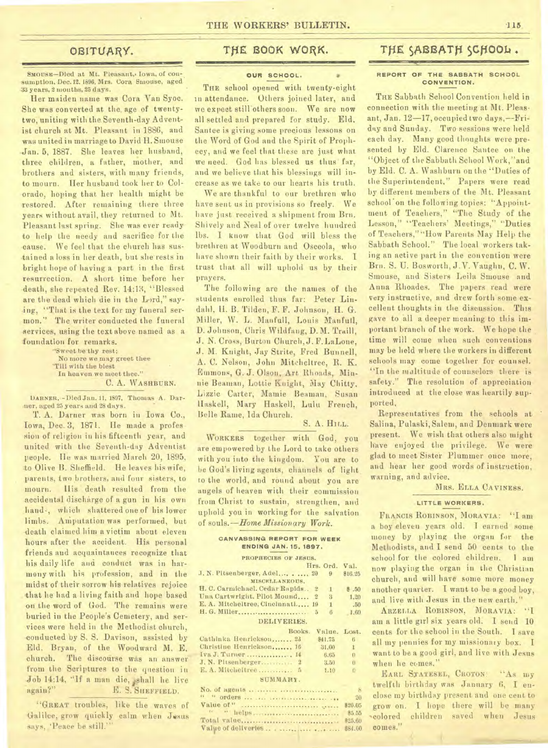## OBITUARY.

SMOUSE—Died at Mt. Pleasant, Iowa, of consumption, Dec. 12, 1896, Mrs. Cora Smouse, aged 33 years, 2 months, 25 days.

Her maiden name was Cora Van Syoc. She was converted at the age of twenty-two, uniting with the Seventh-day Adventist church at Mt. Pleasant in 1886, and was united in marriage to David H. Smouse Jan. 5, 1887. She leaves her husband, three children, a father, mother, and brothers and sisters, with many friends, to mourn. Her husband took her to Colorado, hoping that her health might be restored. After remaining there three years without avail, they returned to Mt. Pleasant last spring. She was ever ready to help the needy and sacrifice for the cause. We feel that the church has sustained a loss in her death, but she rests in bright hope of having a part in the first resurrection. A short time before her death, she repeated Rev. 14:13, "Blessed are the dead which die in the Lord," saying, "That is the text for my funeral sermon." The writer conducted the funeral services, using the text above named as a foundation for remarks.

"Sweet be thy rest;
No more we may greet thee
'Till with the blest
In heaven we meet thee."

C. A. WASHBURN.

DARNER.—Died Jan. 11, 1897, Thomas A. Darner, aged 25 years and 28 days.

T. A. Darner was born in Iowa Co., Iowa, Dec. 3, 1871. He made a profession of religion in his fifteenth year, and united with the Seventh-day Adventist people. He was married March 20, 1895, to Olive B. Sheffield. He leaves his wife, parents, two brothers, and four sisters, to mourn. His death resulted from the accidental discharge of a gun in his own hands, which shattered one of his lower limbs. Amputation was performed, but death claimed him a victim about eleven hours after the accident. His personal friends and acquaintances recognize that his daily life and conduct was in harmony with his profession, and in the midst of their sorrow his relatives rejoice that he had a living faith and hope based on the word of God. The remains were buried in the People's Cemetery, and services were held in the Methodist church, conducted by S. S. Davison, assisted by Eld. Bryan, of the Woodward M. E. church. The discourse was an answer from the Scriptures to the question in Job 14:14, "If a man die, shall he live again?"

E. S. SHEFFIELD.

"GREAT troubles, like the waves of Galilee, grow quickly calm when Jesus says, 'Peace be still.'"

## THE BOOK WORK.

### OUR SCHOOL.

THE school opened with twenty-eight in attendance. Others joined later, and we expect still others soon. We are now all settled and prepared for study. Eld. Santee is giving some precious lessons on the Word of God and the Spirit of Prophecy, and we feel that these are just what we need. God has blessed us thus far, and we believe that his blessings will increase as we take to our hearts his truth.

We are thankful to our brethren who have sent us in provisions so freely. We have just received a shipment from Brn. Shively and Neal of over twelve hundred lbs. I know that God will bless the brethren at Woodburn and Osceola, who have shown their faith by their works. I trust that all will uphold us by their prayers.

The following are the names of the students enrolled thus far: Peter Lindahl, H. B. Tilden, F. F. Johnson, H. G. Miller, W. L. Manfull, Louis Manfull, D. Johnson, Chris Wildfang, D. M. Traill, J. N. Cross, Burton Church, J. F. LaLone, J. M. Knight, Jay Strite, Fred Bunnell, A. C. Nelson, John Mitcheltree, R. K. Emmons, G. J. Olson, Art Rhoads, Minnie Beaman, Lottie Knight, May Chitty, Lizzie Carter, Mamie Beaman, Susan Haskell, Mary Haskell, Lulu French, Belle Rame, Ida Church.

S. A. HILL.

WORKERS together with God, you are empowered by the Lord to take others with you into the kingdom. You are to be God's living agents, channels of light to the world, and round about you are angels of heaven with their commission from Christ to sustain, strengthen, and uphold you in working for the salvation of souls.—*Home Missionary Work.*

### CANVASSING REPORT FOR WEEK ENDING JAN. 15, 1897.

PROPHECIES OF JESUS.

| | Hrs. | Ord. | Val. |
|---|---|---|---|
| J. N. Pitsenberger, Adel | 20 | 9 | $16.25 |

MISCELLANEOUS.

| | Hrs. | Ord. | Val. |
|---|---|---|---|
| H. C. Carmichael, Cedar Rapids | 2 | 1 | $ .50 |
| Una Cartwright, Pilot Mound | 2 | 3 | 1.20 |
| E. A. Mitcheltree, Cincinnati | 19 | 1 | .50 |
| H. G. Miller | 5 | 6 | 1.60 |

DELIVERIES.

| | Books. | Value. | Lost. |
|---|---|---|---|
| Cathinka Henrickson | 23 | $41.75 | 6 |
| Christine Henrickson | 16 | 31.00 | 1 |
| Iva J. Turner | 14 | 6.65 | 0 |
| J. N. Pitsenberger | 2 | 3.50 | 0 |
| E. A. Mitcheltree | 5 | 1.10 | 0 |

SUMMARY.

| | |
|---|---|
| No. of agents | 8 |
| " " orders | 20 |
| Value of " | $20.05 |
| " " helps | $5.55 |
| Total value | $25.60 |
| Value of deliveries | $84.00 |

## THE SABBATH SCHOOL.

### REPORT OF THE SABBATH SCHOOL CONVENTION.

THE Sabbath School Convention held in connection with the meeting at Mt. Pleasant, Jan. 12—17, occupied two days,—Friday and Sunday. Two sessions were held each day. Many good thoughts were presented by Eld. Clarence Santee on the "Object of the Sabbath School Work," and by Eld. C. A. Washburn on the "Duties of the Superintendent." Papers were read by different members of the Mt. Pleasant school on the following topics: "Appointment of Teachers," "The Study of the Lesson," "Teachers' Meetings," "Duties of Teachers," "How Parents May Help the Sabbath School." The local workers taking an active part in the convention were Brn. S. U. Bosworth, J. V. Vaughn, C. W. Smouse, and Sisters Leila Smouse and Anna Rhoades. The papers read were very instructive, and drew forth some excellent thoughts in the discussion. This gave to all a deeper meaning to this important branch of the work. We hope the time will come when such conventions may be held where the workers in different schools may come together for counsel. "In the multitude of counselors there is safety." The resolution of appreciation introduced at the close was heartily supported.

Representatives from the schools at Salina, Pulaski, Salem, and Denmark were present. We wish that others also might have enjoyed the privilege. We were glad to meet Sister Plummer once more, and hear her good words of instruction, warning, and advice.

MRS. ELLA CAVINESS.

### LITTLE WORKERS.

FRANCIS ROBINSON, MORAVIA: "I am a boy eleven years old. I earned some money by playing the organ for the Methodists, and I send 50 cents to the school for the colored children. I am now playing the organ in the Christian church, and will have some more money another quarter. I want to be a good boy, and live with Jesus in the new earth."

ARZELLA ROBINSON, MORAVIA: "I am a little girl six years old. I send 10 cents for the school in the South. I save all my pennies for my missionary box. I want to be a good girl, and live with Jesus when he comes."

EARL STATESEL, CROTON: "As my twelfth birthday was January 6, I enclose my birthday present and one cent to grow on. I hope there will be many colored children saved when Jesus comes."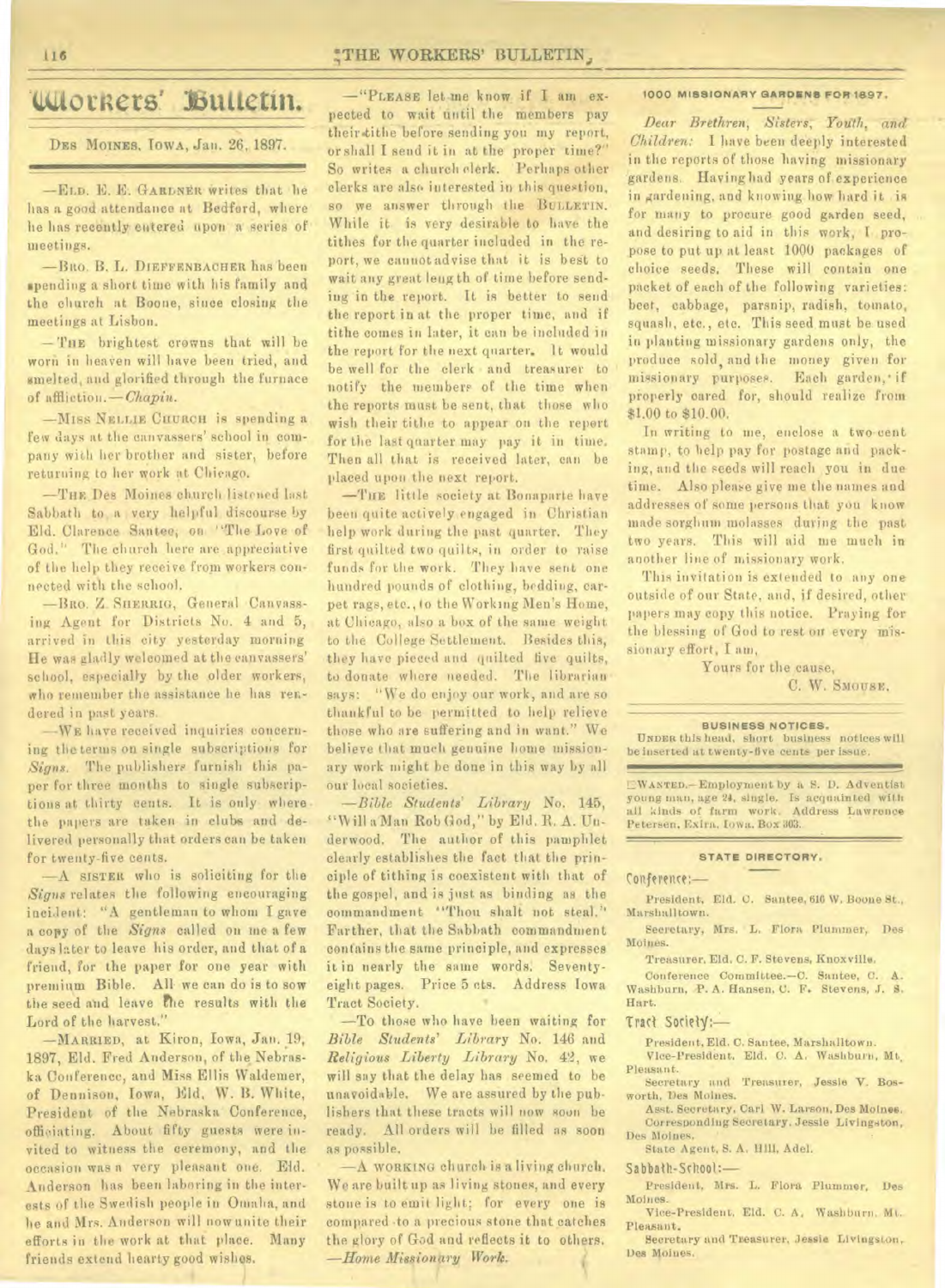# Workers' Bulletin.

DES MOINES, IOWA, Jan. 26, 1897.

—ELD. E. E. GARDNER writes that he has a good attendance at Bedford, where he has recently entered upon a series of meetings.

—BRO. B. L. DIEFFENBACHER has been spending a short time with his family and the church at Boone, since closing the meetings at Lisbon.

—THE brightest crowns that will be worn in heaven will have been tried, and smelted, and glorified through the furnace of affliction.—*Chapin.*

—MISS NELLIE CHURCH is spending a few days at the canvassers' school in company with her brother and sister, before returning to her work at Chicago.

—THE Des Moines church listened last Sabbath to a very helpful discourse by Eld. Clarence Santee, on "The Love of God." The church here are appreciative of the help they receive from workers connected with the school.

—BRO. Z. SHERRIG, General Canvassing Agent for Districts No. 4 and 5, arrived in this city yesterday morning He was gladly welcomed at the canvassers' school, especially by the older workers, who remember the assistance he has rendered in past years.

—WE have received inquiries concerning the terms on single subscriptions for *Signs*. The publishers furnish this paper for three months to single subscriptions at thirty cents. It is only where the papers are taken in clubs and delivered personally that orders can be taken for twenty-five cents.

—A SISTER who is soliciting for the *Signs* relates the following encouraging incident: "A gentleman to whom I gave a copy of the *Signs* called on me a few days later to leave his order, and that of a friend, for the paper for one year with premium Bible. All we can do is to sow the seed and leave the results with the Lord of the harvest."

—MARRIED, at Kiron, Iowa, Jan. 19, 1897, Eld. Fred Anderson, of the Nebraska Conference, and Miss Ellis Waldemer, of Dennison, Iowa, Eld. W. B. White, President of the Nebraska Conference, officiating. About fifty guests were invited to witness the ceremony, and the occasion was a very pleasant one. Eld. Anderson has been laboring in the interests of the Swedish people in Omaha, and he and Mrs. Anderson will now unite their efforts in the work at that place. Many friends extend hearty good wishes.

—"PLEASE let me know if I am expected to wait until the members pay their tithe before sending you my report, or shall I send it in at the proper time?" So writes a church clerk. Perhaps other clerks are also interested in this question, so we answer through the BULLETIN. While it is very desirable to have the tithes for the quarter included in the report, we cannot advise that it is best to wait any great length of time before sending in the report. It is better to send the report in at the proper time, and if tithe comes in later, it can be included in the report for the next quarter. It would be well for the clerk and treasurer to notify the members of the time when the reports must be sent, that those who wish their tithe to appear on the report for the last quarter may pay it in time. Then all that is received later, can be placed upon the next report.

—THE little society at Bonaparte have been quite actively engaged in Christian help work during the past quarter. They first quilted two quilts, in order to raise funds for the work. They have sent one hundred pounds of clothing, bedding, carpet rags, etc., to the Working Men's Home, at Chicago, also a box of the same weight to the College Settlement. Besides this, they have pieced and quilted five quilts, to donate where needed. The librarian says: "We do enjoy our work, and are so thankful to be permitted to help relieve those who are suffering and in want." We believe that much genuine home missionary work might be done in this way by all our local societies.

—*Bible Students' Library* No. 145, "Will a Man Rob God," by Eld. R. A. Underwood. The author of this pamphlet clearly establishes the fact that the principle of tithing is coexistent with that of the gospel, and is just as binding as the commandment "Thou shalt not steal." Farther, that the Sabbath commandment contains the same principle, and expresses it in nearly the same words. Seventy-eight pages. Price 5 cts. Address Iowa Tract Society.

—To those who have been waiting for *Bible Students' Library* No. 146 and *Religious Liberty Library* No. 42, we will say that the delay has seemed to be unavoidable. We are assured by the publishers that these tracts will now soon be ready. All orders will be filled as soon as possible.

—A WORKING church is a living church. We are built up as living stones, and every stone is to emit light; for every one is compared to a precious stone that catches the glory of God and reflects it to others. —*Home Missionary Work.*

### 1000 MISSIONARY GARDENS FOR 1897.

*Dear Brethren, Sisters, Youth, and Children:* I have been deeply interested in the reports of those having missionary gardens. Having had years of experience in gardening, and knowing how hard it is for many to procure good garden seed, and desiring to aid in this work, I propose to put up at least 1000 packages of choice seeds. These will contain one packet of each of the following varieties: beet, cabbage, parsnip, radish, tomato, squash, etc., etc. This seed must be used in planting missionary gardens only, the produce sold, and the money given for missionary purposes. Each garden, if properly cared for, should realize from \$1.00 to \$10.00.

In writing to me, enclose a two-cent stamp, to help pay for postage and packing, and the seeds will reach you in due time. Also please give me the names and addresses of some persons that you know made sorghum molasses during the past two years. This will aid me much in another line of missionary work.

This invitation is extended to any one outside of our State, and, if desired, other papers may copy this notice. Praying for the blessing of God to rest on every missionary effort, I am,

Yours for the cause,

C. W. SMOUSE.

### BUSINESS NOTICES.

UNDER this head, short business notices will be inserted at twenty-five cents per issue.

WANTED.—Employment by a S. D. Adventist young man, age 24, single. Is acquainted with all kinds of farm work. Address Lawrence Petersen, Exira, Iowa, Box 303.

### STATE DIRECTORY.

**Conference:—**

President, Eld. C. Santee, 616 W. Boone St., Marshalltown.

Secretary, Mrs. L. Flora Plummer, Des Moines.

Treasurer, Eld. C. F. Stevens, Knoxville.

Conference Committee.—C. Santee, C. A. Washburn, P. A. Hansen, C. F. Stevens, J. S. Hart.

**Tract Society:—**

President, Eld. C. Santee, Marshalltown.

Vice-President, Eld. C. A. Washburn, Mt. Pleasant.

Secretary and Treasurer, Jessie V. Bosworth, Des Moines.

Asst. Secretary, Carl W. Larson, Des Moines.

Corresponding Secretary, Jessie Livingston, Des Moines.

State Agent, S. A. Hill, Adel.

**Sabbath-School:—**

President, Mrs. L. Flora Plummer, Des Moines.

Vice-President, Eld. C. A. Washburn, Mt. Pleasant.

Secretary and Treasurer, Jessie Livingston, Des Moines.